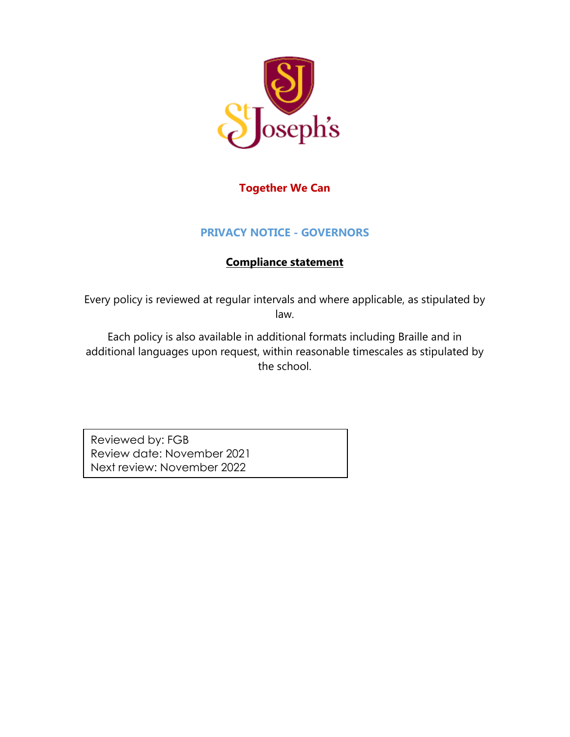**Together We Can**

# PRIVACY NOTICE - GOVERNORS

## Compliance statement

Every policy is reviewed at regular intervals and where applicable, as stipulated by law.

Each policy is also available in additional formats including Braille and in additional languages upon request, within reasonable timescales as stipulated by the school.

| Reviewed by: FGB<br>Review date: November 2021<br>Next review: November 2022 |
|---|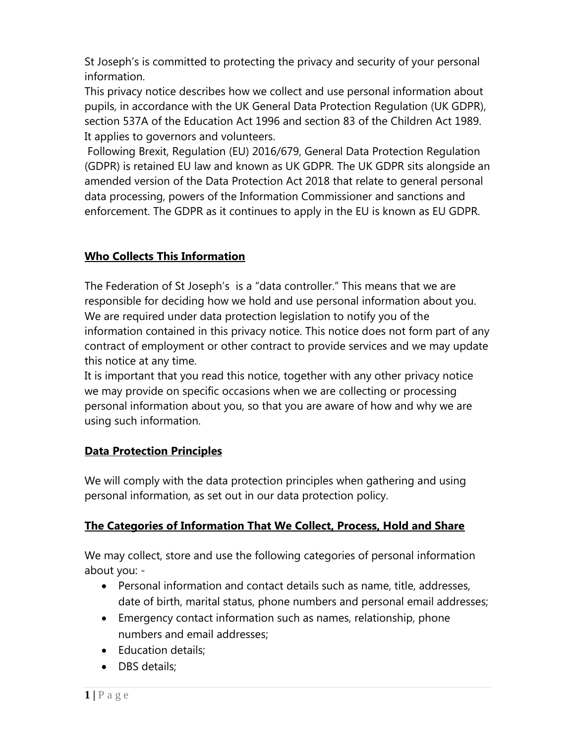St Joseph's is committed to protecting the privacy and security of your personal information.

This privacy notice describes how we collect and use personal information about pupils, in accordance with the UK General Data Protection Regulation (UK GDPR), section 537A of the Education Act 1996 and section 83 of the Children Act 1989. It applies to governors and volunteers.

Following Brexit, Regulation (EU) 2016/679, General Data Protection Regulation (GDPR) is retained EU law and known as UK GDPR. The UK GDPR sits alongside an amended version of the Data Protection Act 2018 that relate to general personal data processing, powers of the Information Commissioner and sanctions and enforcement. The GDPR as it continues to apply in the EU is known as EU GDPR.

## Who Collects This Information

The Federation of St Joseph's is a "data controller." This means that we are responsible for deciding how we hold and use personal information about you. We are required under data protection legislation to notify you of the information contained in this privacy notice. This notice does not form part of any contract of employment or other contract to provide services and we may update this notice at any time.

It is important that you read this notice, together with any other privacy notice we may provide on specific occasions when we are collecting or processing personal information about you, so that you are aware of how and why we are using such information.

## Data Protection Principles

We will comply with the data protection principles when gathering and using personal information, as set out in our data protection policy.

## The Categories of Information That We Collect, Process, Hold and Share

We may collect, store and use the following categories of personal information about you: -

- Personal information and contact details such as name, title, addresses, date of birth, marital status, phone numbers and personal email addresses;
- Emergency contact information such as names, relationship, phone numbers and email addresses;
- Education details;
- DBS details;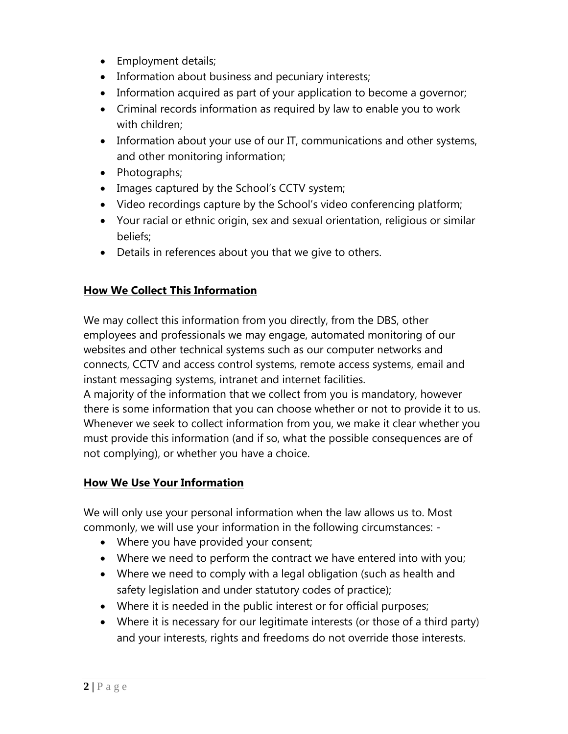- Employment details;
- Information about business and pecuniary interests;
- Information acquired as part of your application to become a governor;
- Criminal records information as required by law to enable you to work with children;
- Information about your use of our IT, communications and other systems, and other monitoring information;
- Photographs;
- Images captured by the School's CCTV system;
- Video recordings capture by the School's video conferencing platform;
- Your racial or ethnic origin, sex and sexual orientation, religious or similar beliefs;
- Details in references about you that we give to others.

## How We Collect This Information

We may collect this information from you directly, from the DBS, other employees and professionals we may engage, automated monitoring of our websites and other technical systems such as our computer networks and connects, CCTV and access control systems, remote access systems, email and instant messaging systems, intranet and internet facilities.
A majority of the information that we collect from you is mandatory, however there is some information that you can choose whether or not to provide it to us. Whenever we seek to collect information from you, we make it clear whether you must provide this information (and if so, what the possible consequences are of not complying), or whether you have a choice.

## How We Use Your Information

We will only use your personal information when the law allows us to. Most commonly, we will use your information in the following circumstances: -

- Where you have provided your consent;
- Where we need to perform the contract we have entered into with you;
- Where we need to comply with a legal obligation (such as health and safety legislation and under statutory codes of practice);
- Where it is needed in the public interest or for official purposes;
- Where it is necessary for our legitimate interests (or those of a third party) and your interests, rights and freedoms do not override those interests.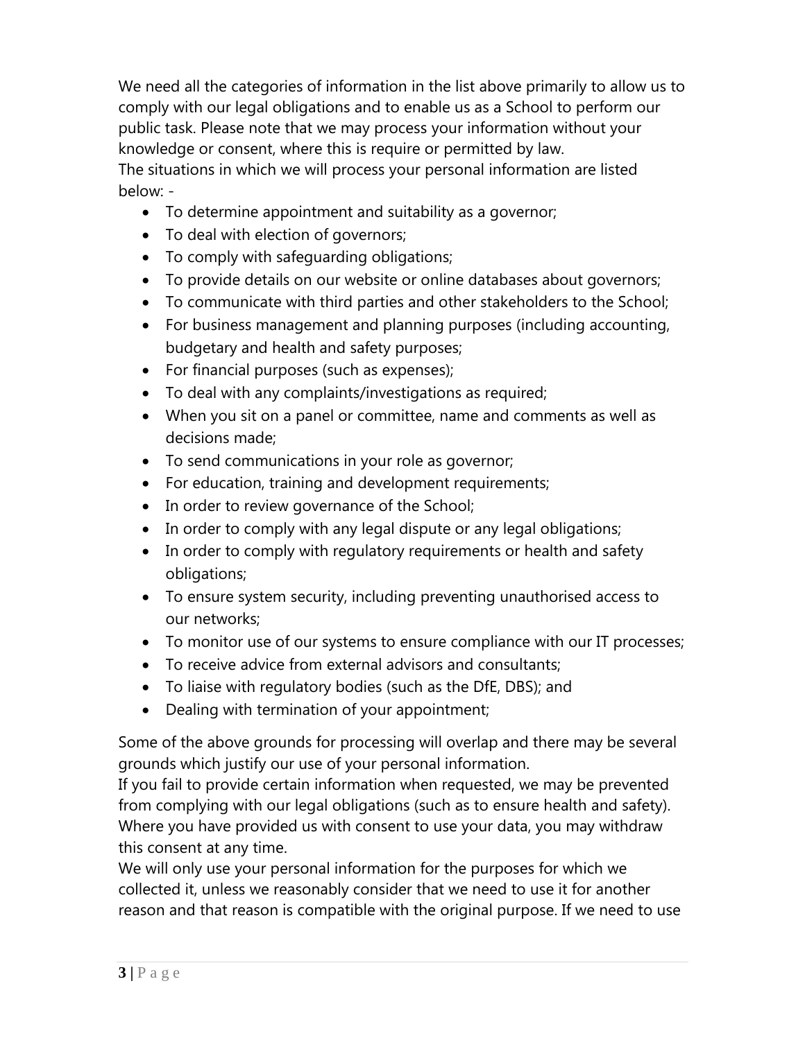We need all the categories of information in the list above primarily to allow us to comply with our legal obligations and to enable us as a School to perform our public task. Please note that we may process your information without your knowledge or consent, where this is require or permitted by law.
The situations in which we will process your personal information are listed below: -

- To determine appointment and suitability as a governor;
- To deal with election of governors;
- To comply with safeguarding obligations;
- To provide details on our website or online databases about governors;
- To communicate with third parties and other stakeholders to the School;
- For business management and planning purposes (including accounting, budgetary and health and safety purposes;
- For financial purposes (such as expenses);
- To deal with any complaints/investigations as required;
- When you sit on a panel or committee, name and comments as well as decisions made;
- To send communications in your role as governor;
- For education, training and development requirements;
- In order to review governance of the School;
- In order to comply with any legal dispute or any legal obligations;
- In order to comply with regulatory requirements or health and safety obligations;
- To ensure system security, including preventing unauthorised access to our networks;
- To monitor use of our systems to ensure compliance with our IT processes;
- To receive advice from external advisors and consultants;
- To liaise with regulatory bodies (such as the DfE, DBS); and
- Dealing with termination of your appointment;

Some of the above grounds for processing will overlap and there may be several grounds which justify our use of your personal information.
If you fail to provide certain information when requested, we may be prevented from complying with our legal obligations (such as to ensure health and safety).
Where you have provided us with consent to use your data, you may withdraw this consent at any time.
We will only use your personal information for the purposes for which we collected it, unless we reasonably consider that we need to use it for another reason and that reason is compatible with the original purpose. If we need to use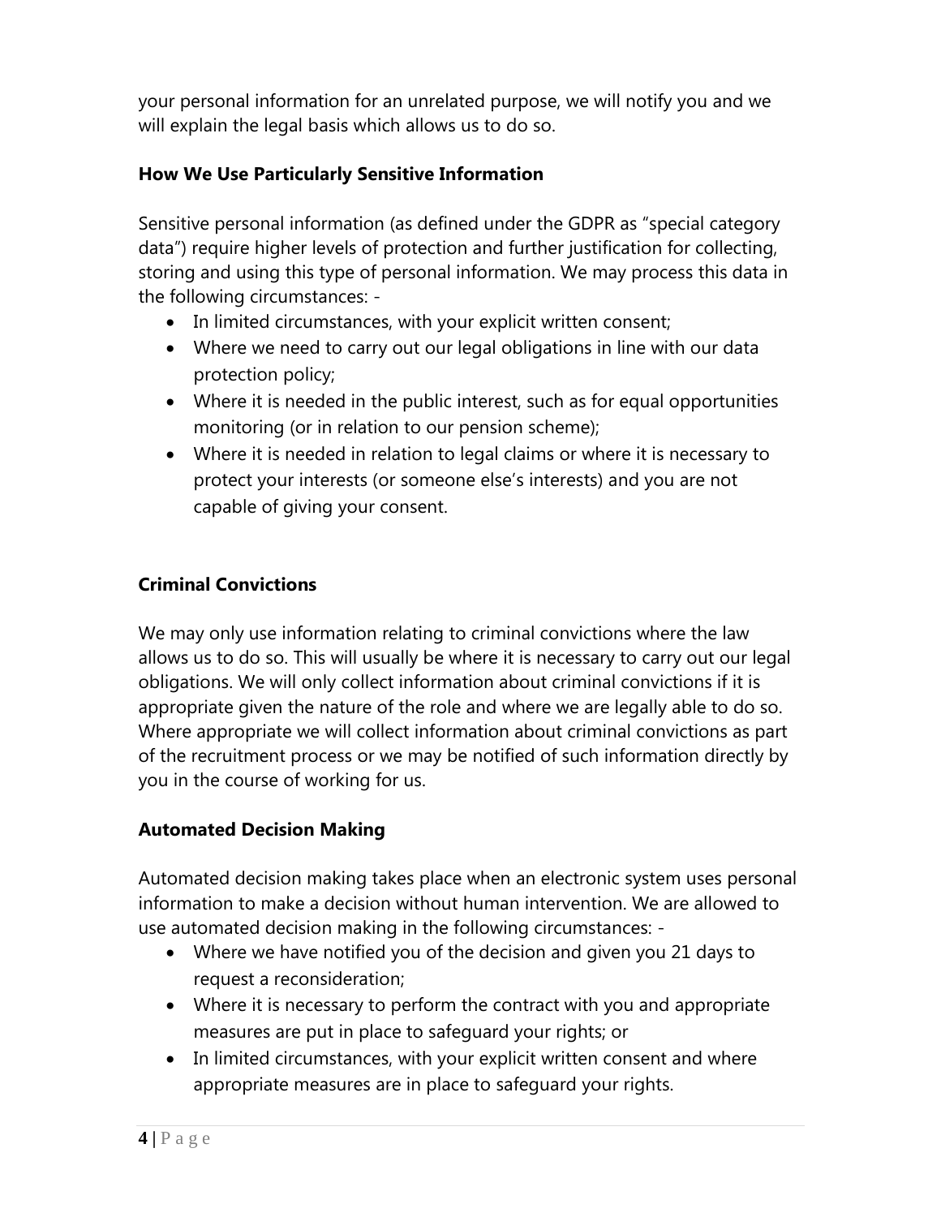your personal information for an unrelated purpose, we will notify you and we will explain the legal basis which allows us to do so.

### How We Use Particularly Sensitive Information

Sensitive personal information (as defined under the GDPR as "special category data") require higher levels of protection and further justification for collecting, storing and using this type of personal information. We may process this data in the following circumstances: -

- In limited circumstances, with your explicit written consent;
- Where we need to carry out our legal obligations in line with our data protection policy;
- Where it is needed in the public interest, such as for equal opportunities monitoring (or in relation to our pension scheme);
- Where it is needed in relation to legal claims or where it is necessary to protect your interests (or someone else's interests) and you are not capable of giving your consent.

### Criminal Convictions

We may only use information relating to criminal convictions where the law allows us to do so. This will usually be where it is necessary to carry out our legal obligations. We will only collect information about criminal convictions if it is appropriate given the nature of the role and where we are legally able to do so. Where appropriate we will collect information about criminal convictions as part of the recruitment process or we may be notified of such information directly by you in the course of working for us.

### Automated Decision Making

Automated decision making takes place when an electronic system uses personal information to make a decision without human intervention. We are allowed to use automated decision making in the following circumstances: -

- Where we have notified you of the decision and given you 21 days to request a reconsideration;
- Where it is necessary to perform the contract with you and appropriate measures are put in place to safeguard your rights; or
- In limited circumstances, with your explicit written consent and where appropriate measures are in place to safeguard your rights.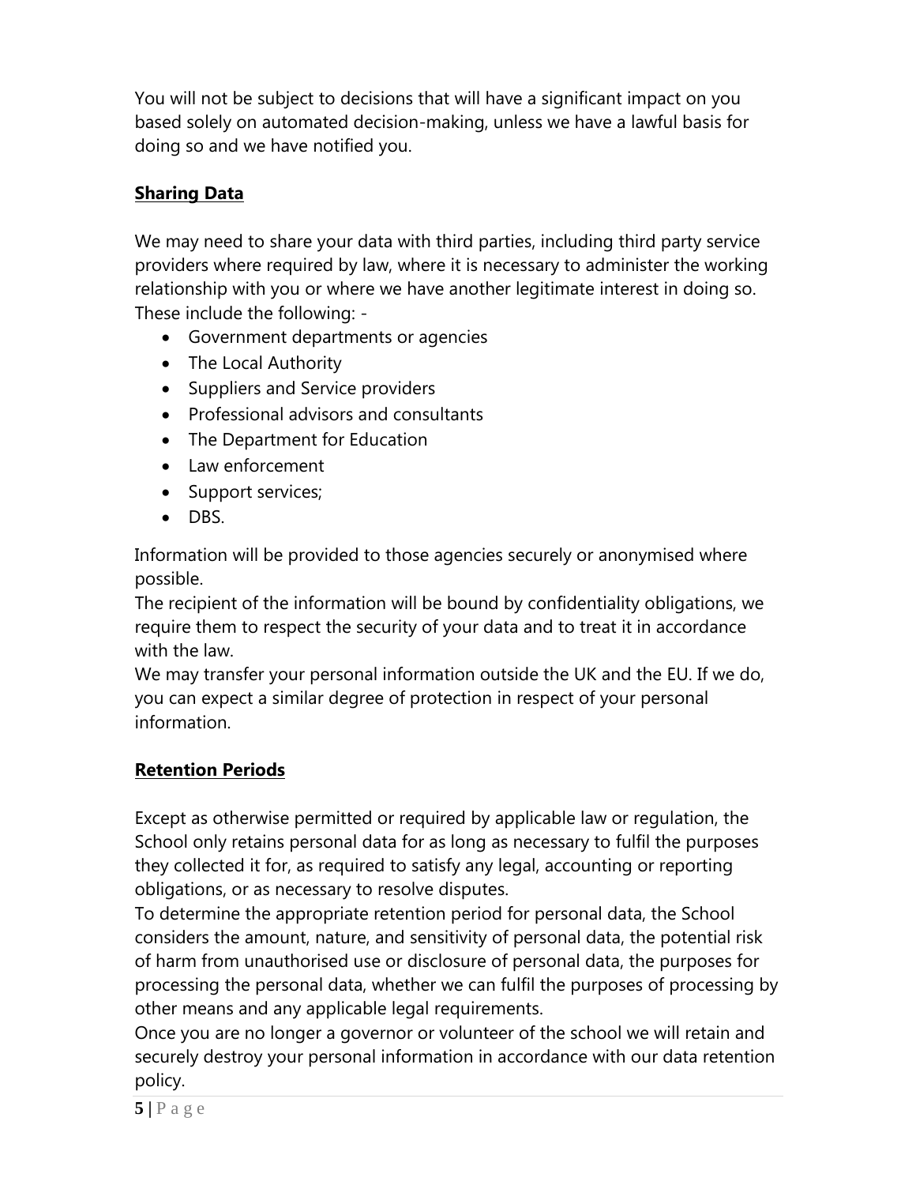You will not be subject to decisions that will have a significant impact on you based solely on automated decision-making, unless we have a lawful basis for doing so and we have notified you.

## Sharing Data

We may need to share your data with third parties, including third party service providers where required by law, where it is necessary to administer the working relationship with you or where we have another legitimate interest in doing so. These include the following: -

- Government departments or agencies
- The Local Authority
- Suppliers and Service providers
- Professional advisors and consultants
- The Department for Education
- Law enforcement
- Support services;
- DBS.

Information will be provided to those agencies securely or anonymised where possible.

The recipient of the information will be bound by confidentiality obligations, we require them to respect the security of your data and to treat it in accordance with the law.

We may transfer your personal information outside the UK and the EU. If we do, you can expect a similar degree of protection in respect of your personal information.

## Retention Periods

Except as otherwise permitted or required by applicable law or regulation, the School only retains personal data for as long as necessary to fulfil the purposes they collected it for, as required to satisfy any legal, accounting or reporting obligations, or as necessary to resolve disputes.

To determine the appropriate retention period for personal data, the School considers the amount, nature, and sensitivity of personal data, the potential risk of harm from unauthorised use or disclosure of personal data, the purposes for processing the personal data, whether we can fulfil the purposes of processing by other means and any applicable legal requirements.

Once you are no longer a governor or volunteer of the school we will retain and securely destroy your personal information in accordance with our data retention policy.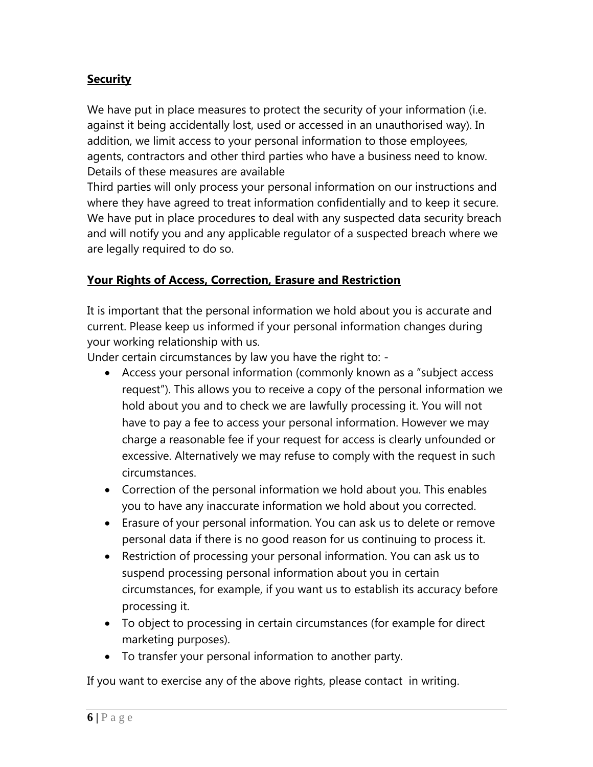**Security**

We have put in place measures to protect the security of your information (i.e. against it being accidentally lost, used or accessed in an unauthorised way). In addition, we limit access to your personal information to those employees, agents, contractors and other third parties who have a business need to know. Details of these measures are available

Third parties will only process your personal information on our instructions and where they have agreed to treat information confidentially and to keep it secure. We have put in place procedures to deal with any suspected data security breach and will notify you and any applicable regulator of a suspected breach where we are legally required to do so.

**Your Rights of Access, Correction, Erasure and Restriction**

It is important that the personal information we hold about you is accurate and current. Please keep us informed if your personal information changes during your working relationship with us.

Under certain circumstances by law you have the right to: -

- Access your personal information (commonly known as a "subject access request"). This allows you to receive a copy of the personal information we hold about you and to check we are lawfully processing it. You will not have to pay a fee to access your personal information. However we may charge a reasonable fee if your request for access is clearly unfounded or excessive. Alternatively we may refuse to comply with the request in such circumstances.
- Correction of the personal information we hold about you. This enables you to have any inaccurate information we hold about you corrected.
- Erasure of your personal information. You can ask us to delete or remove personal data if there is no good reason for us continuing to process it.
- Restriction of processing your personal information. You can ask us to suspend processing personal information about you in certain circumstances, for example, if you want us to establish its accuracy before processing it.
- To object to processing in certain circumstances (for example for direct marketing purposes).
- To transfer your personal information to another party.

If you want to exercise any of the above rights, please contact  in writing.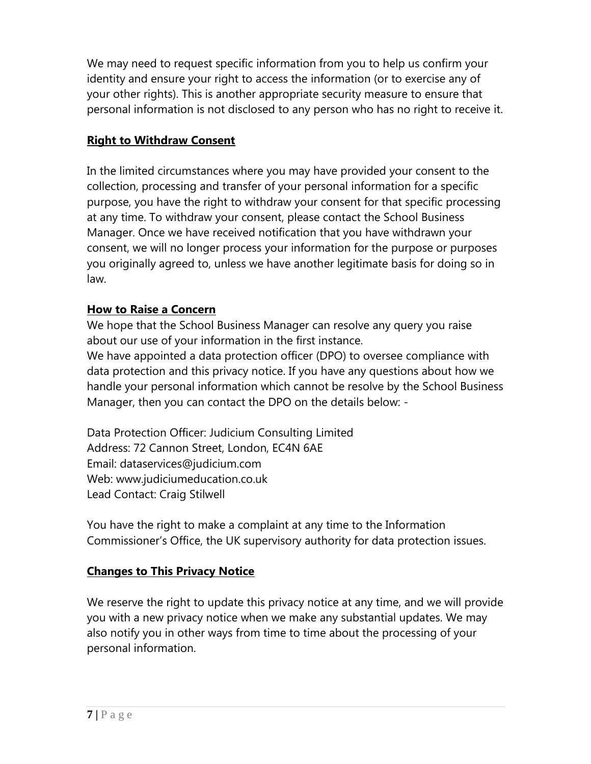We may need to request specific information from you to help us confirm your identity and ensure your right to access the information (or to exercise any of your other rights). This is another appropriate security measure to ensure that personal information is not disclosed to any person who has no right to receive it.

## Right to Withdraw Consent

In the limited circumstances where you may have provided your consent to the collection, processing and transfer of your personal information for a specific purpose, you have the right to withdraw your consent for that specific processing at any time. To withdraw your consent, please contact the School Business Manager. Once we have received notification that you have withdrawn your consent, we will no longer process your information for the purpose or purposes you originally agreed to, unless we have another legitimate basis for doing so in law.

## How to Raise a Concern

We hope that the School Business Manager can resolve any query you raise about our use of your information in the first instance.
We have appointed a data protection officer (DPO) to oversee compliance with data protection and this privacy notice. If you have any questions about how we handle your personal information which cannot be resolve by the School Business Manager, then you can contact the DPO on the details below: -

Data Protection Officer: Judicium Consulting Limited
Address: 72 Cannon Street, London, EC4N 6AE
Email: dataservices@judicium.com
Web: www.judiciumeducation.co.uk
Lead Contact: Craig Stilwell

You have the right to make a complaint at any time to the Information Commissioner's Office, the UK supervisory authority for data protection issues.

## Changes to This Privacy Notice

We reserve the right to update this privacy notice at any time, and we will provide you with a new privacy notice when we make any substantial updates. We may also notify you in other ways from time to time about the processing of your personal information.